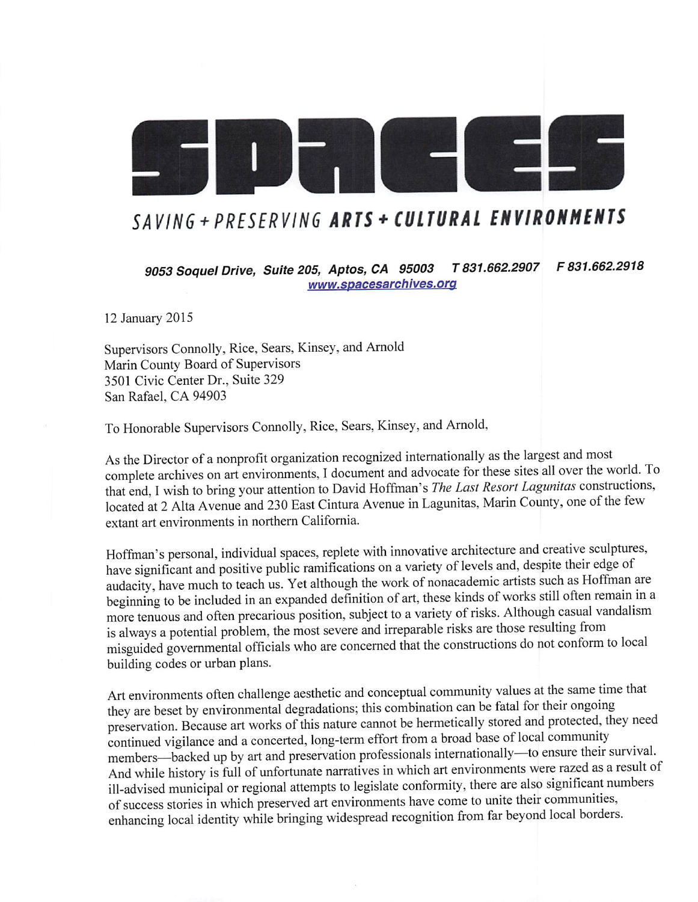# SPACES

## SAVING + PRESERVING **ARTS + CULTURAL ENVIRONMENTS**

***9053 Soquel Drive, Suite 205, Aptos, CA 95003 T 831.662.2907 F 831.662.2918***
***www.spacesarchives.org***

12 January 2015

Supervisors Connolly, Rice, Sears, Kinsey, and Arnold
Marin County Board of Supervisors
3501 Civic Center Dr., Suite 329
San Rafael, CA 94903

To Honorable Supervisors Connolly, Rice, Sears, Kinsey, and Arnold,

As the Director of a nonprofit organization recognized internationally as the largest and most complete archives on art environments, I document and advocate for these sites all over the world. To that end, I wish to bring your attention to David Hoffman's *The Last Resort Lagunitas* constructions, located at 2 Alta Avenue and 230 East Cintura Avenue in Lagunitas, Marin County, one of the few extant art environments in northern California.

Hoffman's personal, individual spaces, replete with innovative architecture and creative sculptures, have significant and positive public ramifications on a variety of levels and, despite their edge of audacity, have much to teach us. Yet although the work of nonacademic artists such as Hoffman are beginning to be included in an expanded definition of art, these kinds of works still often remain in a more tenuous and often precarious position, subject to a variety of risks. Although casual vandalism is always a potential problem, the most severe and irreparable risks are those resulting from misguided governmental officials who are concerned that the constructions do not conform to local building codes or urban plans.

Art environments often challenge aesthetic and conceptual community values at the same time that they are beset by environmental degradations; this combination can be fatal for their ongoing preservation. Because art works of this nature cannot be hermetically stored and protected, they need continued vigilance and a concerted, long-term effort from a broad base of local community members—backed up by art and preservation professionals internationally—to ensure their survival. And while history is full of unfortunate narratives in which art environments were razed as a result of ill-advised municipal or regional attempts to legislate conformity, there are also significant numbers of success stories in which preserved art environments have come to unite their communities, enhancing local identity while bringing widespread recognition from far beyond local borders.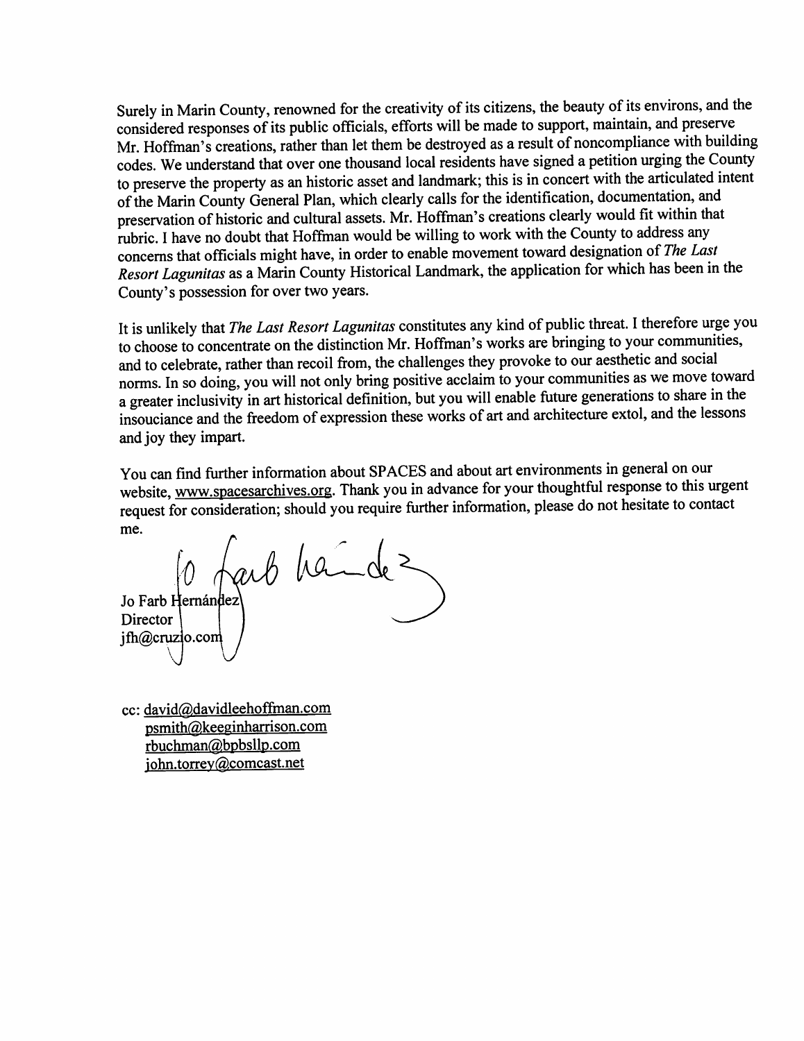Surely in Marin County, renowned for the creativity of its citizens, the beauty of its environs, and the considered responses of its public officials, efforts will be made to support, maintain, and preserve Mr. Hoffman's creations, rather than let them be destroyed as a result of noncompliance with building codes. We understand that over one thousand local residents have signed a petition urging the County to preserve the property as an historic asset and landmark; this is in concert with the articulated intent of the Marin County General Plan, which clearly calls for the identification, documentation, and preservation of historic and cultural assets. Mr. Hoffman's creations clearly would fit within that rubric. I have no doubt that Hoffman would be willing to work with the County to address any concerns that officials might have, in order to enable movement toward designation of *The Last Resort Lagunitas* as a Marin County Historical Landmark, the application for which has been in the County's possession for over two years.

It is unlikely that *The Last Resort Lagunitas* constitutes any kind of public threat. I therefore urge you to choose to concentrate on the distinction Mr. Hoffman's works are bringing to your communities, and to celebrate, rather than recoil from, the challenges they provoke to our aesthetic and social norms. In so doing, you will not only bring positive acclaim to your communities as we move toward a greater inclusivity in art historical definition, but you will enable future generations to share in the insouciance and the freedom of expression these works of art and architecture extol, and the lessons and joy they impart.

You can find further information about SPACES and about art environments in general on our website, www.spacesarchives.org. Thank you in advance for your thoughtful response to this urgent request for consideration; should you require further information, please do not hesitate to contact me.

Jo Farb Hernández
Director
jfh@cruzio.com

cc: david@davidleehoffman.com
psmith@keeginharrison.com
rbuchman@bpbsllp.com
john.torrey@comcast.net